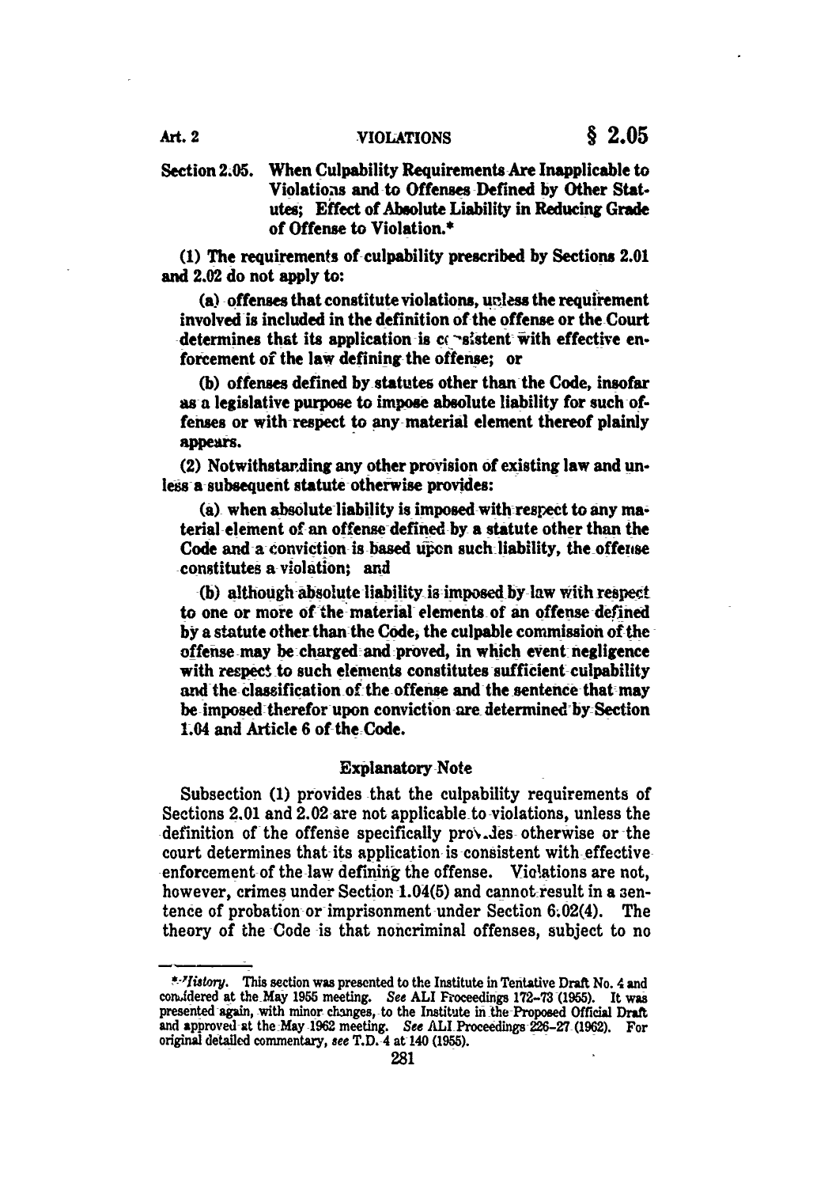## Section 2.05. When Culpability Requirements Are Inapplicable to Violations and to Offenses Defined by Other Statutes; Effect of Absolute Liability in Reducing Grade of Offense to Violation.*

(1) The requirements of culpability prescribed by Sections 2.01 and 2.02 do not apply to:

(a) offenses that constitute violations, unless the requirement involved is included in the definition of the offense or the Court determines that its application is consistent with effective enforcement of the law defining the offense; or

(b) offenses defined by statutes other than the Code, insofar as a legislative purpose to impose absolute liability for such offenses or with respect to any material element thereof plainly appears.

(2) Notwithstanding any other provision of existing law and unless a subsequent statute otherwise provides:

(a) when absolute liability is imposed with respect to any material element of an offense defined by a statute other than the Code and a conviction is based upon such liability, the offense constitutes a violation; and

(b) although absolute liability is imposed by law with respect to one or more of the material elements of an offense defined by a statute other than the Code, the culpable commission of the offense may be charged and proved, in which event negligence with respect to such elements constitutes sufficient culpability and the classification of the offense and the sentence that may be imposed therefor upon conviction are determined by Section 1.04 and Article 6 of the Code.

### Explanatory Note

Subsection (1) provides that the culpability requirements of Sections 2.01 and 2.02 are not applicable to violations, unless the definition of the offense specifically provides otherwise or the court determines that its application is consistent with effective enforcement of the law defining the offense. Violations are not, however, crimes under Section 1.04(5) and cannot result in a sentence of probation or imprisonment under Section 6.02(4). The theory of the Code is that noncriminal offenses, subject to no

---

* *History.* This section was presented to the Institute in Tentative Draft No. 4 and considered at the May 1955 meeting. *See* ALI Proceedings 172–73 (1955). It was presented again, with minor changes, to the Institute in the Proposed Official Draft and approved at the May 1962 meeting. *See* ALI Proceedings 226–27 (1962). For original detailed commentary, *see* T.D. 4 at 140 (1955).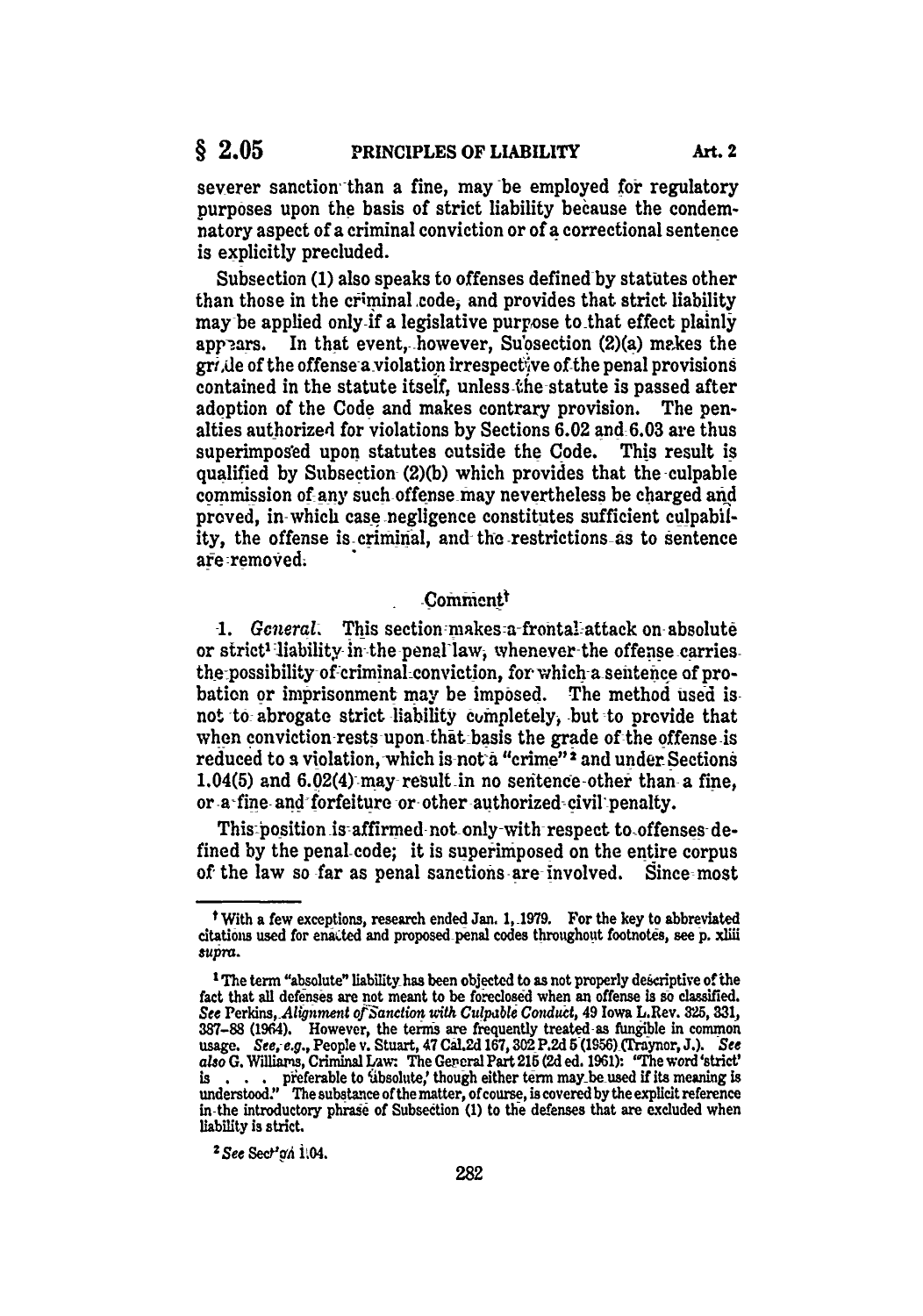severer sanction than a fine, may be employed for regulatory purposes upon the basis of strict liability because the condemnatory aspect of a criminal conviction or of a correctional sentence is explicitly precluded.

Subsection (1) also speaks to offenses defined by statutes other than those in the criminal code, and provides that strict liability may be applied only if a legislative purpose to that effect plainly appears. In that event, however, Subsection (2)(a) makes the grade of the offense a violation irrespective of the penal provisions contained in the statute itself, unless the statute is passed after adoption of the Code and makes contrary provision. The penalties authorized for violations by Sections 6.02 and 6.03 are thus superimposed upon statutes outside the Code. This result is qualified by Subsection (2)(b) which provides that the culpable commission of any such offense may nevertheless be charged and proved, in which case negligence constitutes sufficient culpability, the offense is criminal, and the restrictions as to sentence are removed.

## Comment†

1. *General.* This section makes a frontal attack on absolute or strict[1] liability in the penal law, whenever the offense carries the possibility of criminal conviction, for which a sentence of probation or imprisonment may be imposed. The method used is not to abrogate strict liability completely, but to provide that when conviction rests upon that basis the grade of the offense is reduced to a violation, which is not a "crime"[2] and under Sections 1.04(5) and 6.02(4) may result in no sentence other than a fine, or a fine and forfeiture or other authorized civil penalty.

This position is affirmed not only with respect to offenses defined by the penal code; it is superimposed on the entire corpus of the law so far as penal sanctions are involved. Since most

---

† With a few exceptions, research ended Jan. 1, 1979. For the key to abbreviated citations used for enacted and proposed penal codes throughout footnotes, see p. xliii *supra*.

[1] The term "absolute" liability has been objected to as not properly descriptive of the fact that all defenses are not meant to be foreclosed when an offense is so classified. *See* Perkins, *Alignment of Sanction with Culpable Conduct*, 49 Iowa L.Rev. 325, 331, 387–88 (1964). However, the terms are frequently treated as fungible in common usage. *See, e.g.,* People v. Stuart, 47 Cal.2d 167, 302 P.2d 5 (1956) (Traynor, J.). *See also* G. Williams, Criminal Law: The General Part 215 (2d ed. 1961): "The word 'strict' is . . . preferable to 'absolute,' though either term may be used if its meaning is understood." The substance of the matter, of course, is covered by the explicit reference in the introductory phrase of Subsection (1) to the defenses that are excluded when liability is strict.

[2] *See* Section 1.04.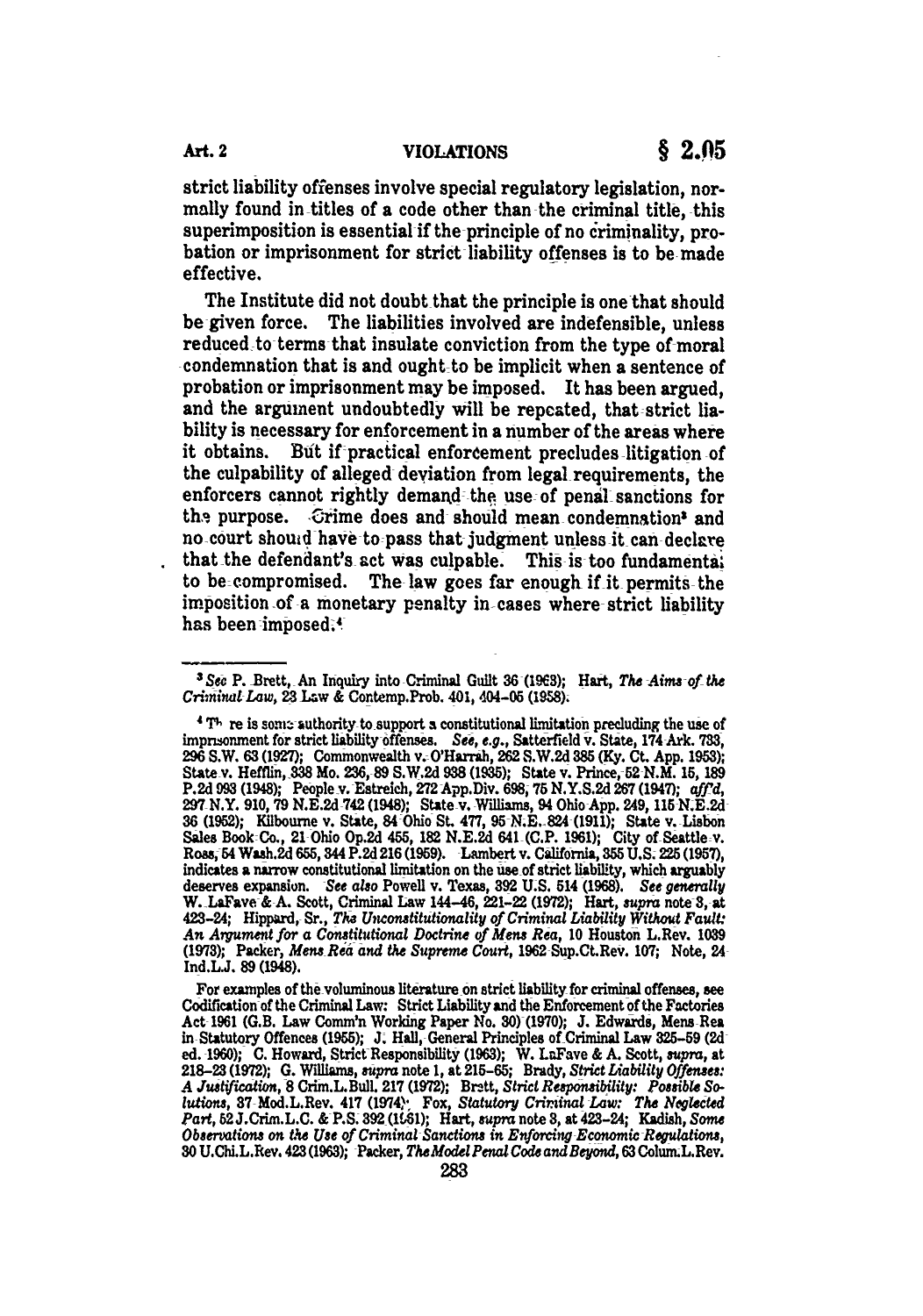strict liability offenses involve special regulatory legislation, normally found in titles of a code other than the criminal title, this superimposition is essential if the principle of no criminality, probation or imprisonment for strict liability offenses is to be made effective.

The Institute did not doubt that the principle is one that should be given force. The liabilities involved are indefensible, unless reduced to terms that insulate conviction from the type of moral condemnation that is and ought to be implicit when a sentence of probation or imprisonment may be imposed. It has been argued, and the argument undoubtedly will be repeated, that strict liability is necessary for enforcement in a number of the areas where it obtains. But if practical enforcement precludes litigation of the culpability of alleged deviation from legal requirements, the enforcers cannot rightly demand the use of penal sanctions for the purpose. Crime does and should mean condemnation[3] and no court should have to pass that judgment unless it can declare that the defendant's act was culpable. This is too fundamental to be compromised. The law goes far enough if it permits the imposition of a monetary penalty in cases where strict liability has been imposed.[4]

---

[3] *See* P. Brett, An Inquiry into Criminal Guilt 36 (1963); Hart, *The Aims of the Criminal Law*, 23 Law & Contemp.Prob. 401, 404–05 (1958).

[4] There is some authority to support a constitutional limitation precluding the use of imprisonment for strict liability offenses. *See, e.g.*, Satterfield v. State, 174 Ark. 733, 296 S.W. 63 (1927); Commonwealth v. O'Harrah, 262 S.W.2d 385 (Ky. Ct. App. 1953); State v. Hefflin, 338 Mo. 236, 89 S.W.2d 938 (1935); State v. Prince, 52 N.M. 15, 189 P.2d 993 (1948); People v. Estreich, 272 App.Div. 698, 75 N.Y.S.2d 267 (1947); *aff'd*, 297 N.Y. 910, 79 N.E.2d 742 (1948); State v. Williams, 94 Ohio App. 249, 115 N.E.2d 36 (1952); Kilbourne v. State, 84 Ohio St. 477, 95 N.E. 824 (1911); State v. Lisbon Sales Book Co., 21 Ohio Op.2d 455, 182 N.E.2d 641 (C.P. 1961); City of Seattle v. Ross, 54 Wash.2d 655, 344 P.2d 216 (1959). Lambert v. California, 355 U.S. 225 (1957), indicates a narrow constitutional limitation on the use of strict liability, which arguably deserves expansion. *See also* Powell v. Texas, 392 U.S. 514 (1968). *See generally* W. LaFave & A. Scott, Criminal Law 144–46, 221–22 (1972); Hart, *supra* note 3, at 423–24; Hippard, Sr., *The Unconstitutionality of Criminal Liability Without Fault: An Argument for a Constitutional Doctrine of Mens Rea*, 10 Houston L.Rev. 1039 (1973); Packer, *Mens Rea and the Supreme Court*, 1962 Sup.Ct.Rev. 107; Note, 24 Ind.L.J. 89 (1948).

For examples of the voluminous literature on strict liability for criminal offenses, see Codification of the Criminal Law: Strict Liability and the Enforcement of the Factories Act 1961 (G.B. Law Comm'n Working Paper No. 30) (1970); J. Edwards, Mens Rea in Statutory Offences (1955); J. Hall, General Principles of Criminal Law 325–59 (2d ed. 1960); C. Howard, Strict Responsibility (1963); W. LaFave & A. Scott, *supra*, at 218–23 (1972); G. Williams, *supra* note 1, at 215–65; Brady, *Strict Liability Offenses: A Justification*, 8 Crim.L.Bull. 217 (1972); Brett, *Strict Responsibility: Possible Solutions*, 37 Mod.L.Rev. 417 (1974); Fox, *Statutory Criminal Law: The Neglected Part*, 52 J.Crim.L.C. & P.S. 392 (1961); Hart, *supra* note 3, at 423–24; Kadish, *Some Observations on the Use of Criminal Sanctions in Enforcing Economic Regulations*, 30 U.Chi.L.Rev. 423 (1963); Packer, *The Model Penal Code and Beyond*, 63 Colum.L.Rev.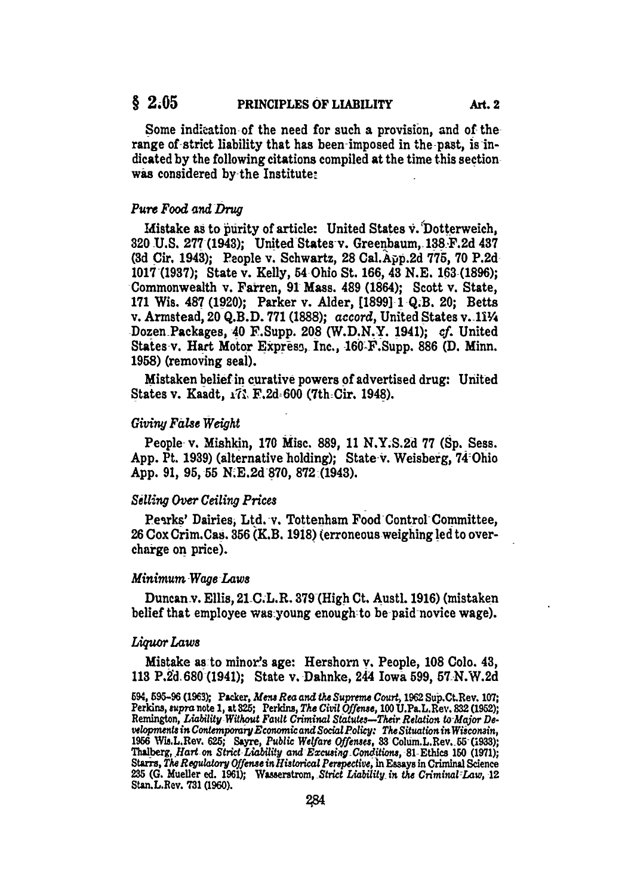Some indication of the need for such a provision, and of the range of strict liability that has been imposed in the past, is indicated by the following citations compiled at the time this section was considered by the Institute:

*Pure Food and Drug*

Mistake as to purity of article: United States v. Dotterweich, 320 U.S. 277 (1943); United States v. Greenbaum, 138 F.2d 437 (3d Cir. 1943); People v. Schwartz, 28 Cal.App.2d 775, 70 P.2d 1017 (1937); State v. Kelly, 54 Ohio St. 166, 43 N.E. 163 (1896); Commonwealth v. Farren, 91 Mass. 489 (1864); Scott v. State, 171 Wis. 487 (1920); Parker v. Alder, [1899] 1 Q.B. 20; Betts v. Armstead, 20 Q.B.D. 771 (1888); *accord*, United States v. 11¼ Dozen Packages, 40 F.Supp. 208 (W.D.N.Y. 1941); *cf.* United States v. Hart Motor Express, Inc., 160 F.Supp. 886 (D. Minn. 1958) (removing seal).

Mistaken belief in curative powers of advertised drug: United States v. Kaadt, 171 F.2d 600 (7th Cir. 1948).

*Giving False Weight*

People v. Mishkin, 170 Misc. 889, 11 N.Y.S.2d 77 (Sp. Sess. App. Pt. 1939) (alternative holding); State v. Weisberg, 74 Ohio App. 91, 95, 55 N.E.2d 870, 872 (1943).

*Selling Over Ceiling Prices*

Pearks' Dairies, Ltd. v. Tottenham Food Control Committee, 26 Cox Crim.Cas. 356 (K.B. 1918) (erroneous weighing led to overcharge on price).

*Minimum Wage Laws*

Duncan v. Ellis, 21 C.L.R. 379 (High Ct. Austl. 1916) (mistaken belief that employee was young enough to be paid novice wage).

*Liquor Laws*

Mistake as to minor's age: Hershorn v. People, 108 Colo. 43, 113 P.2d 680 (1941); State v. Dahnke, 244 Iowa 599, 57 N.W.2d

594, 595–96 (1963); Packer, *Mens Rea and the Supreme Court*, 1962 Sup.Ct.Rev. 107; Perkins, *supra* note 1, at 825; Perkins, *The Civil Offense*, 100 U.Pa.L.Rev. 832 (1952); Remington, *Liability Without Fault Criminal Statutes—Their Relation to Major Developments in Contemporary Economic and Social Policy: The Situation in Wisconsin*, 1956 Wis.L.Rev. 625; Sayre, *Public Welfare Offenses*, 33 Colum.L.Rev. 55 (1933); Thalberg, *Hart on Strict Liability and Excusing Conditions*, 81 Ethics 150 (1971); Starrs, *The Regulatory Offense in Historical Perspective*, in Essays in Criminal Science 235 (G. Mueller ed. 1961); Wasserstrom, *Strict Liability in the Criminal Law*, 12 Stan.L.Rev. 731 (1960).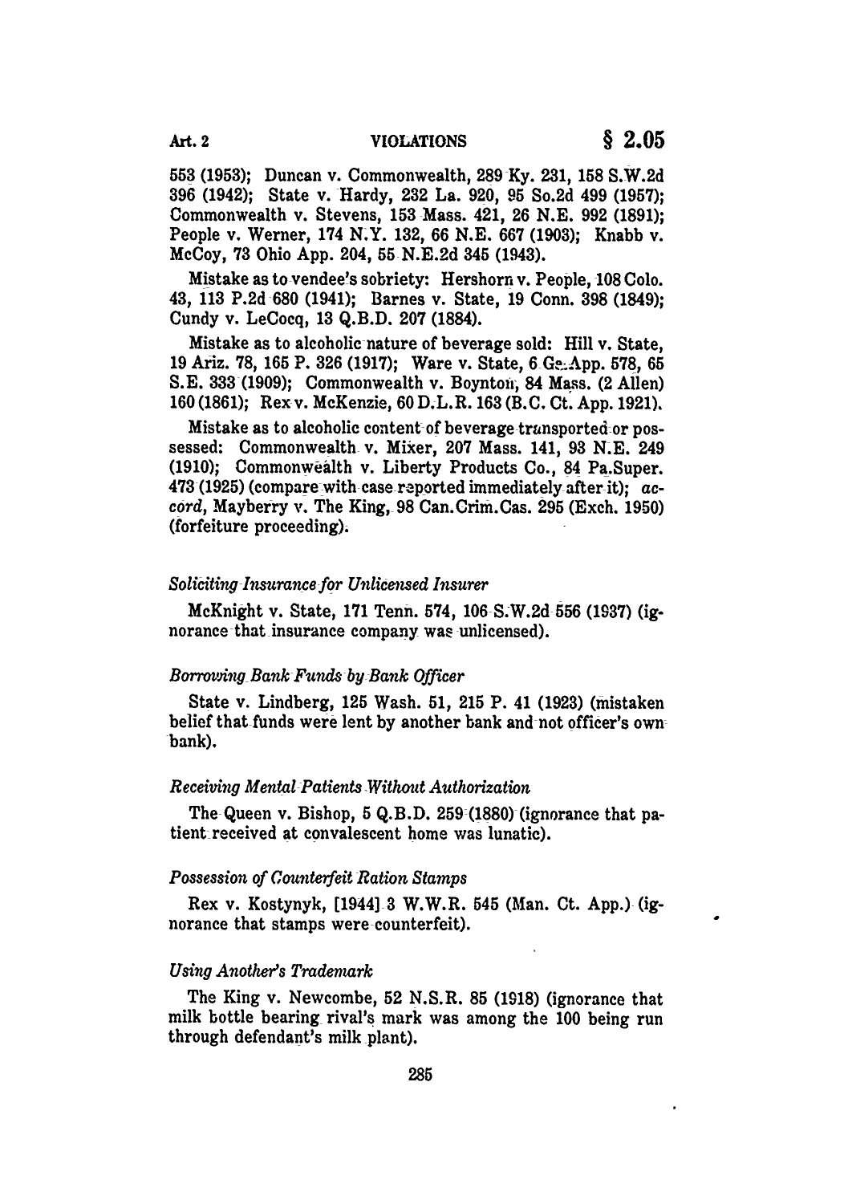553 (1953); Duncan v. Commonwealth, 289 Ky. 231, 158 S.W.2d 396 (1942); State v. Hardy, 232 La. 920, 95 So.2d 499 (1957); Commonwealth v. Stevens, 153 Mass. 421, 26 N.E. 992 (1891); People v. Werner, 174 N.Y. 132, 66 N.E. 667 (1903); Knabb v. McCoy, 73 Ohio App. 204, 55 N.E.2d 345 (1943).

Mistake as to vendee's sobriety: Hershorn v. People, 108 Colo. 43, 113 P.2d 680 (1941); Barnes v. State, 19 Conn. 398 (1849); Cundy v. LeCocq, 13 Q.B.D. 207 (1884).

Mistake as to alcoholic nature of beverage sold: Hill v. State, 19 Ariz. 78, 165 P. 326 (1917); Ware v. State, 6 Ga.App. 578, 65 S.E. 333 (1909); Commonwealth v. Boynton, 84 Mass. (2 Allen) 160 (1861); Rex v. McKenzie, 60 D.L.R. 163 (B.C. Ct. App. 1921).

Mistake as to alcoholic content of beverage transported or possessed: Commonwealth v. Mixer, 207 Mass. 141, 93 N.E. 249 (1910); Commonwealth v. Liberty Products Co., 84 Pa.Super. 473 (1925) (compare with case reported immediately after it); *accord*, Mayberry v. The King, 98 Can.Crim.Cas. 295 (Exch. 1950) (forfeiture proceeding).

*Soliciting Insurance for Unlicensed Insurer*

McKnight v. State, 171 Tenn. 574, 106 S.W.2d 556 (1937) (ignorance that insurance company was unlicensed).

*Borrowing Bank Funds by Bank Officer*

State v. Lindberg, 125 Wash. 51, 215 P. 41 (1923) (mistaken belief that funds were lent by another bank and not officer's own bank).

*Receiving Mental Patients Without Authorization*

The Queen v. Bishop, 5 Q.B.D. 259 (1880) (ignorance that patient received at convalescent home was lunatic).

*Possession of Counterfeit Ration Stamps*

Rex v. Kostynyk, [1944] 3 W.W.R. 545 (Man. Ct. App.) (ignorance that stamps were counterfeit).

*Using Another's Trademark*

The King v. Newcombe, 52 N.S.R. 85 (1918) (ignorance that milk bottle bearing rival's mark was among the 100 being run through defendant's milk plant).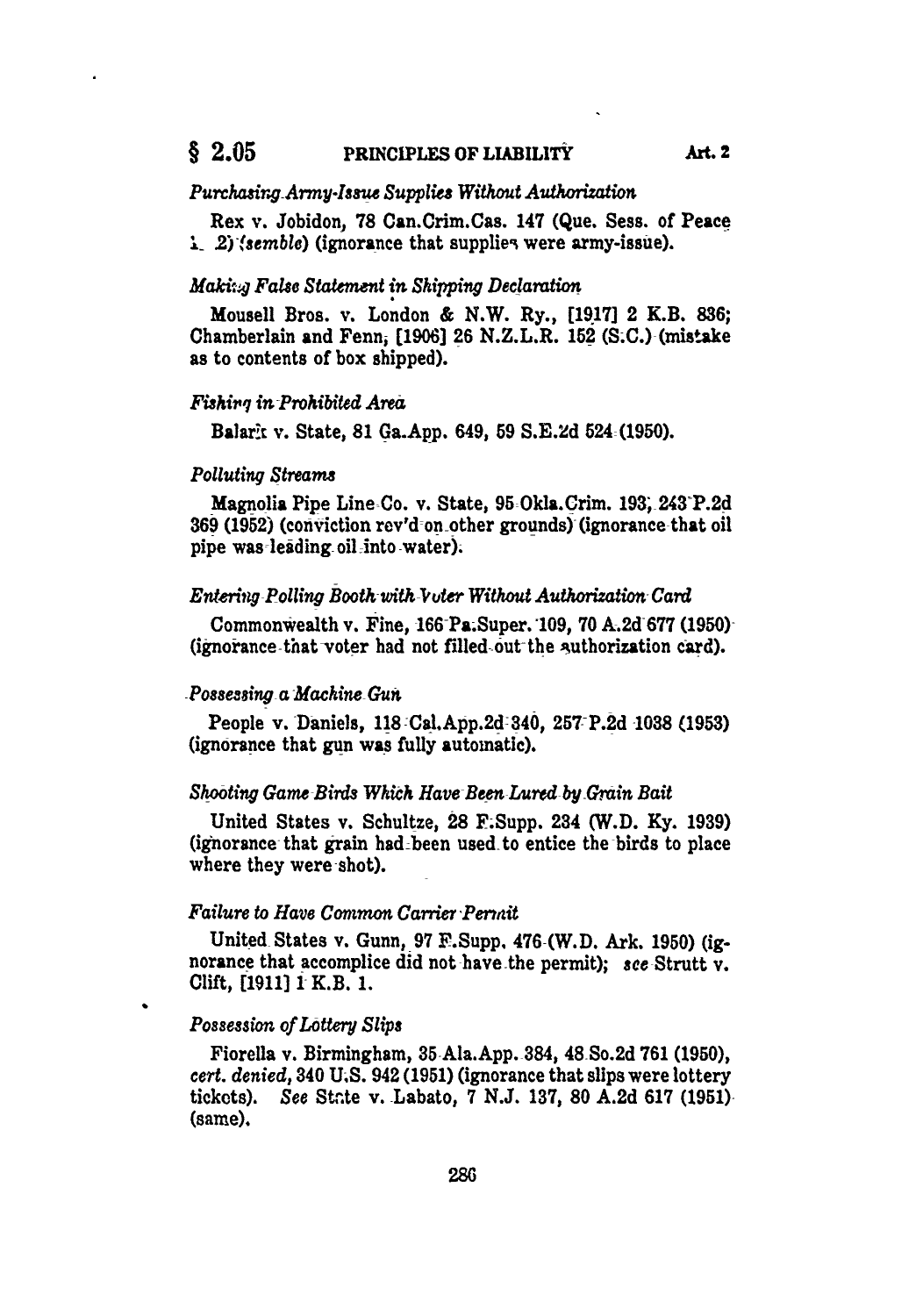*Purchasing Army-Issue Supplies Without Authorization*

Rex v. Jobidon, 78 Can.Crim.Cas. 147 (Que. Sess. of Peace 1. 2) (*semble*) (ignorance that supplies were army-issue).

*Making False Statement in Shipping Declaration*

Mousell Bros. v. London & N.W. Ry., [1917] 2 K.B. 836; Chamberlain and Fenn, [1906] 26 N.Z.L.R. 152 (S.C.) (mistake as to contents of box shipped).

*Fishing in Prohibited Area*

Balark v. State, 81 Ga.App. 649, 59 S.E.2d 524 (1950).

*Polluting Streams*

Magnolia Pipe Line Co. v. State, 95 Okla.Crim. 193, 243 P.2d 369 (1952) (conviction rev'd on other grounds) (ignorance that oil pipe was leading oil into water).

*Entering Polling Booth with Voter Without Authorization Card*

Commonwealth v. Fine, 166 Pa.Super. 109, 70 A.2d 677 (1950) (ignorance that voter had not filled out the authorization card).

*Possessing a Machine Gun*

People v. Daniels, 118 Cal.App.2d 340, 257 P.2d 1038 (1953) (ignorance that gun was fully automatic).

*Shooting Game Birds Which Have Been Lured by Grain Bait*

United States v. Schultze, 28 F.Supp. 234 (W.D. Ky. 1939) (ignorance that grain had been used to entice the birds to place where they were shot).

*Failure to Have Common Carrier Permit*

United States v. Gunn, 97 F.Supp. 476 (W.D. Ark. 1950) (ignorance that accomplice did not have the permit); *see* Strutt v. Clift, [1911] 1 K.B. 1.

*Possession of Lottery Slips*

Fiorella v. Birmingham, 35 Ala.App. 384, 48 So.2d 761 (1950), *cert. denied*, 340 U.S. 942 (1951) (ignorance that slips were lottery tickets). *See* State v. Labato, 7 N.J. 137, 80 A.2d 617 (1951) (same).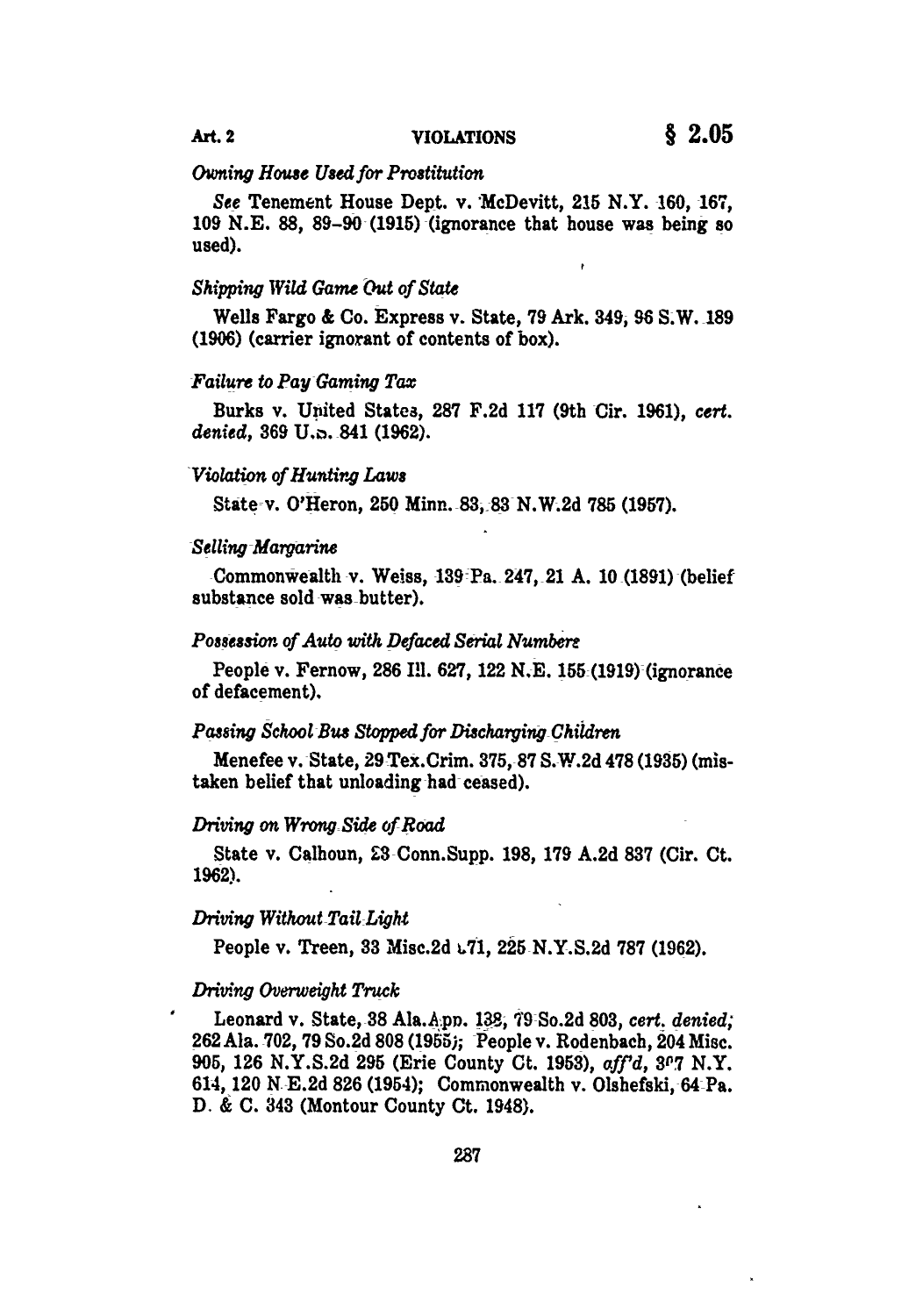*Owning House Used for Prostitution*

*See* Tenement House Dept. v. McDevitt, 215 N.Y. 160, 167, 109 N.E. 88, 89–90 (1915) (ignorance that house was being so used).

*Shipping Wild Game Out of State*

Wells Fargo & Co. Express v. State, 79 Ark. 349, 96 S.W. 189 (1906) (carrier ignorant of contents of box).

*Failure to Pay Gaming Tax*

Burks v. United States, 287 F.2d 117 (9th Cir. 1961), *cert. denied*, 369 U.S. 841 (1962).

*Violation of Hunting Laws*

State v. O'Heron, 250 Minn. 83, 83 N.W.2d 785 (1957).

*Selling Margarine*

Commonwealth v. Weiss, 139 Pa. 247, 21 A. 10 (1891) (belief substance sold was butter).

*Possession of Auto with Defaced Serial Numbers*

People v. Fernow, 286 Ill. 627, 122 N.E. 155 (1919) (ignorance of defacement).

*Passing School Bus Stopped for Discharging Children*

Menefee v. State, 29 Tex.Crim. 375, 87 S.W.2d 478 (1935) (mistaken belief that unloading had ceased).

*Driving on Wrong Side of Road*

State v. Calhoun, 23 Conn.Supp. 198, 179 A.2d 837 (Cir. Ct. 1962).

*Driving Without Tail Light*

People v. Treen, 33 Misc.2d 171, 225 N.Y.S.2d 787 (1962).

*Driving Overweight Truck*

Leonard v. State, 38 Ala.App. 138, 79 So.2d 803, *cert. denied*, 262 Ala. 702, 79 So.2d 808 (1955); People v. Rodenbach, 204 Misc. 905, 126 N.Y.S.2d 295 (Erie County Ct. 1953), *aff'd*, 307 N.Y. 614, 120 N.E.2d 826 (1954); Commonwealth v. Olshefski, 64 Pa. D. & C. 343 (Montour County Ct. 1948).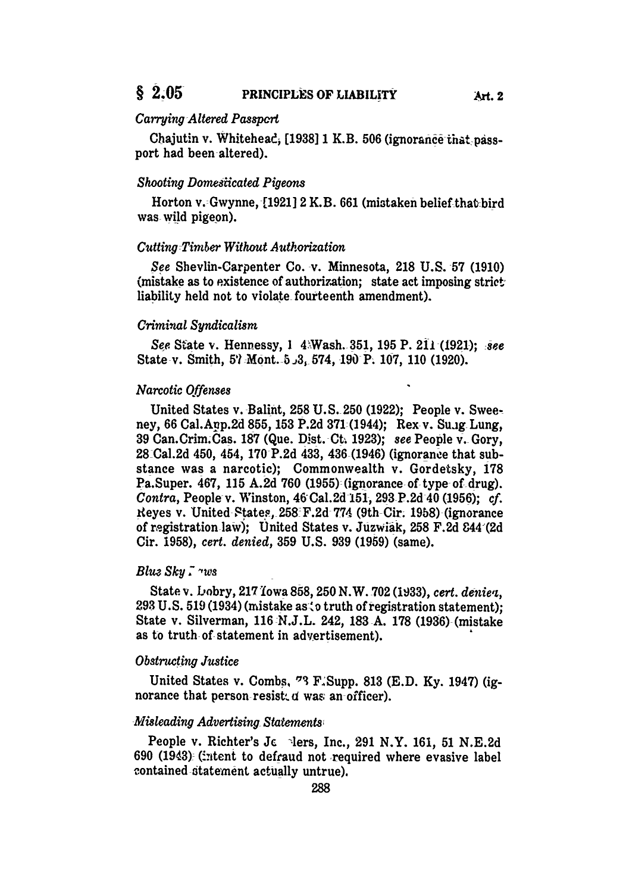*Carrying Altered Passport*

Chajutin v. Whitehead, [1938] 1 K.B. 506 (ignorance that passport had been altered).

*Shooting Domesticated Pigeons*

Horton v. Gwynne, [1921] 2 K.B. 661 (mistaken belief that bird was wild pigeon).

*Cutting Timber Without Authorization*

*See* Shevlin-Carpenter Co. v. Minnesota, 218 U.S. 57 (1910) (mistake as to existence of authorization; state act imposing strict liability held not to violate fourteenth amendment).

*Criminal Syndicalism*

*See* State v. Hennessy, 114 Wash. 351, 195 P. 211 (1921); *see* State v. Smith, 57 Mont. 563, 574, 190 P. 107, 110 (1920).

*Narcotic Offenses*

United States v. Balint, 258 U.S. 250 (1922); People v. Sweeney, 66 Cal.App.2d 855, 153 P.2d 371 (1944); Rex v. Sung Lung, 39 Can.Crim.Cas. 187 (Que. Dist. Ct. 1923); *see* People v. Gory, 28 Cal.2d 450, 454, 170 P.2d 433, 436 (1946) (ignorance that substance was a narcotic); Commonwealth v. Gordetsky, 178 Pa.Super. 467, 115 A.2d 760 (1955) (ignorance of type of drug). *Contra*, People v. Winston, 46 Cal.2d 151, 293 P.2d 40 (1956); *cf.* Reyes v. United States, 258 F.2d 774 (9th Cir. 1958) (ignorance of registration law); United States v. Juzwiak, 258 F.2d 844 (2d Cir. 1958), *cert. denied*, 359 U.S. 939 (1959) (same).

*Blue Sky Laws*

State v. Dobry, 217 Iowa 858, 250 N.W. 702 (1933), *cert. denied*, 293 U.S. 519 (1934) (mistake as to truth of registration statement); State v. Silverman, 116 N.J.L. 242, 183 A. 178 (1936) (mistake as to truth of statement in advertisement).

*Obstructing Justice*

United States v. Combs, 73 F.Supp. 813 (E.D. Ky. 1947) (ignorance that person resisted was an officer).

*Misleading Advertising Statements*

People v. Richter's Jewelers, Inc., 291 N.Y. 161, 51 N.E.2d 690 (1943) (intent to defraud not required where evasive label contained statement actually untrue).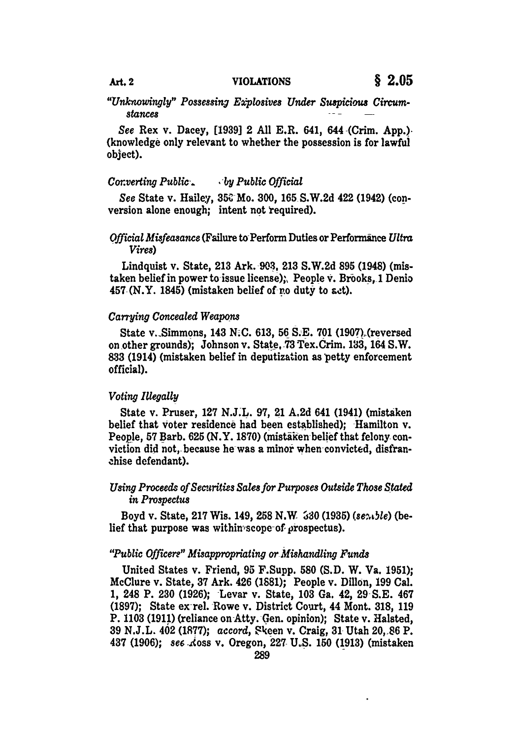*"Unknowingly" Possessing Explosives Under Suspicious Circumstances*

*See* Rex v. Dacey, [1939] 2 All E.R. 641, 644 (Crim. App.) (knowledge only relevant to whether the possession is for lawful object).

*Converting Public . . . by Public Official*

*See* State v. Hailey, 350 Mo. 300, 165 S.W.2d 422 (1942) (conversion alone enough; intent not required).

*Official Misfeasance* (Failure to Perform Duties or Performance *Ultra Vires*)

Lindquist v. State, 213 Ark. 903, 213 S.W.2d 895 (1948) (mistaken belief in power to issue license); People v. Brooks, 1 Denio 457 (N.Y. 1845) (mistaken belief of no duty to act).

*Carrying Concealed Weapons*

State v. Simmons, 143 N.C. 613, 56 S.E. 701 (1907) (reversed on other grounds); Johnson v. State, 73 Tex.Crim. 133, 164 S.W. 833 (1914) (mistaken belief in deputization as petty enforcement official).

*Voting Illegally*

State v. Pruser, 127 N.J.L. 97, 21 A.2d 641 (1941) (mistaken belief that voter residence had been established); Hamilton v. People, 57 Barb. 625 (N.Y. 1870) (mistaken belief that felony conviction did not, because he was a minor when convicted, disfranchise defendant).

*Using Proceeds of Securities Sales for Purposes Outside Those Stated in Prospectus*

Boyd v. State, 217 Wis. 149, 258 N.W. 330 (1935) (*semble*) (belief that purpose was within scope of prospectus).

*"Public Officers" Misappropriating or Mishandling Funds*

United States v. Friend, 95 F.Supp. 580 (S.D. W. Va. 1951); McClure v. State, 37 Ark. 426 (1881); People v. Dillon, 199 Cal. 1, 248 P. 230 (1926); Levar v. State, 103 Ga. 42, 29 S.E. 467 (1897); State ex rel. Rowe v. District Court, 44 Mont. 318, 119 P. 1103 (1911) (reliance on Atty. Gen. opinion); State v. Halsted, 39 N.J.L. 402 (1877); *accord*, Skeen v. Craig, 31 Utah 20, 86 P. 437 (1906); *see* Ross v. Oregon, 227 U.S. 150 (1913) (mistaken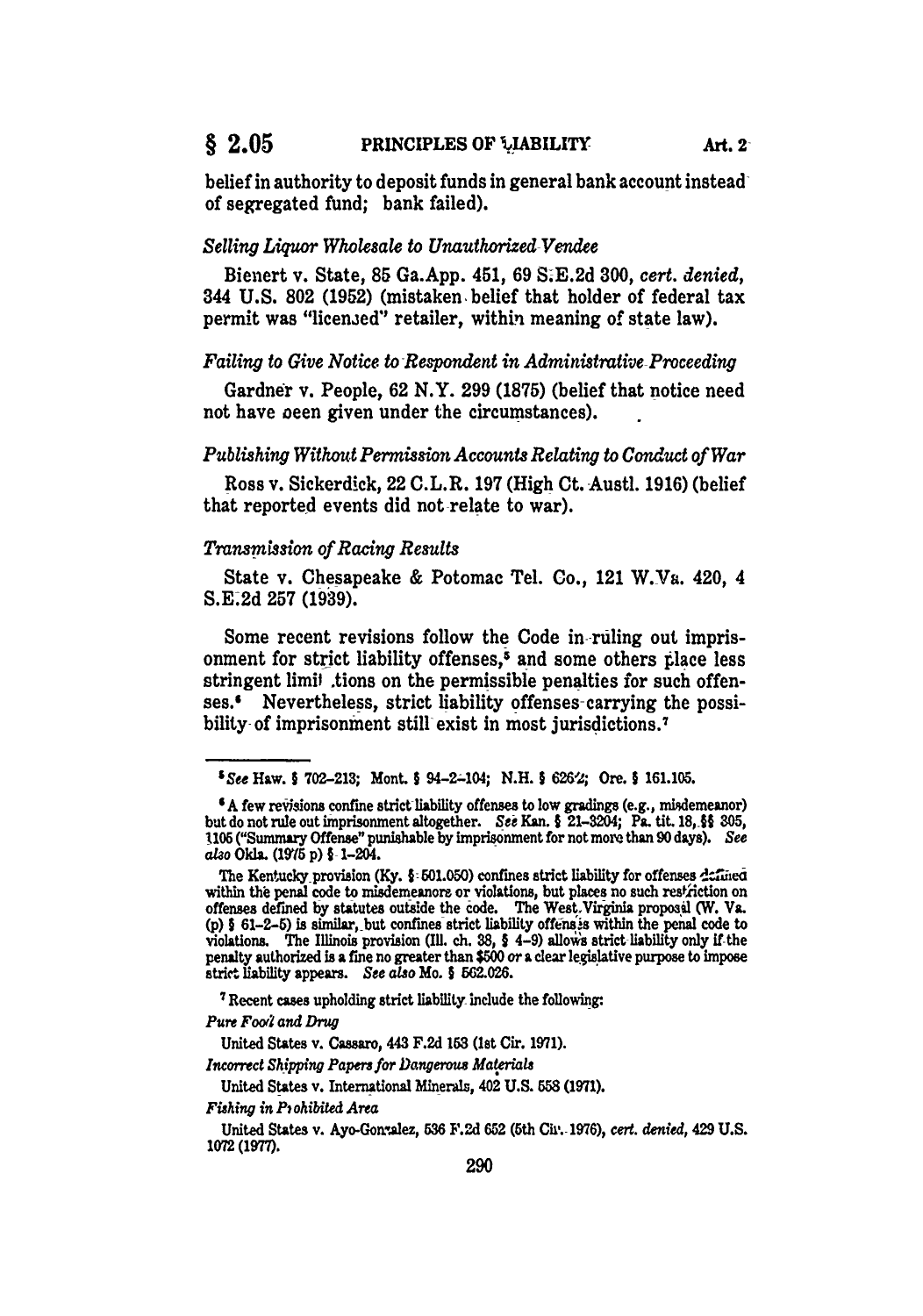belief in authority to deposit funds in general bank account instead of segregated fund; bank failed).

*Selling Liquor Wholesale to Unauthorized Vendee*

Bienert v. State, 85 Ga.App. 451, 69 S.E.2d 300, *cert. denied*, 344 U.S. 802 (1952) (mistaken belief that holder of federal tax permit was "licensed" retailer, within meaning of state law).

*Failing to Give Notice to Respondent in Administrative Proceeding*

Gardner v. People, 62 N.Y. 299 (1875) (belief that notice need not have been given under the circumstances).

*Publishing Without Permission Accounts Relating to Conduct of War*

Ross v. Sickerdick, 22 C.L.R. 197 (High Ct. Austl. 1916) (belief that reported events did not relate to war).

*Transmission of Racing Results*

State v. Chesapeake & Potomac Tel. Co., 121 W.Va. 420, 4 S.E.2d 257 (1939).

Some recent revisions follow the Code in ruling out imprisonment for strict liability offenses,[5] and some others place less stringent limitations on the permissible penalties for such offenses.[6] Nevertheless, strict liability offenses carrying the possibility of imprisonment still exist in most jurisdictions.[7]

---

[5] *See* Haw. § 702-213; Mont. § 94-2-104; N.H. § 626:2; Ore. § 161.105.

[6] A few revisions confine strict liability offenses to low gradings (e.g., misdemeanor) but do not rule out imprisonment altogether. *See* Kan. § 21-3204; Pa. tit. 18, §§ 305, 1105 ("Summary Offense" punishable by imprisonment for not more than 90 days). *See also* Okla. (1975 p) § 1-204.

The Kentucky provision (Ky. § 501.050) confines strict liability for offenses defined within the penal code to misdemeanors or violations, but places no such restriction on offenses defined by statutes outside the code. The West Virginia proposal (W. Va. (p) § 61-2-5) is similar, but confines strict liability offenses within the penal code to violations. The Illinois provision (Ill. ch. 38, § 4-9) allows strict liability only if the penalty authorized is a fine no greater than $500 *or* a clear legislative purpose to impose strict liability appears. *See also* Mo. § 562.026.

[7] Recent cases upholding strict liability include the following:

*Pure Food and Drug*

United States v. Cassaro, 443 F.2d 153 (1st Cir. 1971).

*Incorrect Shipping Papers for Dangerous Materials*

United States v. International Minerals, 402 U.S. 558 (1971).

*Fishing in Prohibited Area*

United States v. Ayo-Gonzalez, 536 F.2d 652 (5th Cir. 1976), *cert. denied*, 429 U.S. 1072 (1977).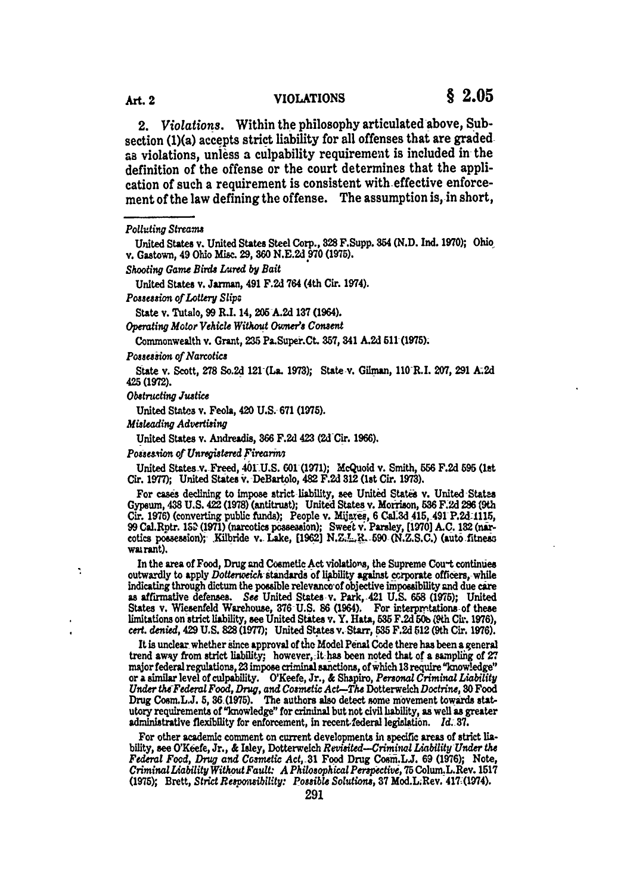2. *Violations.* Within the philosophy articulated above, Subsection (1)(a) accepts strict liability for all offenses that are graded as violations, unless a culpability requirement is included in the definition of the offense or the court determines that the application of such a requirement is consistent with effective enforcement of the law defining the offense. The assumption is, in short,

---

*Polluting Streams*

United States v. United States Steel Corp., 328 F.Supp. 354 (N.D. Ind. 1970); Ohio v. Gastown, 49 Ohio Misc. 29, 360 N.E.2d 970 (1975).

*Shooting Game Birds Lured by Bait*

United States v. Jarman, 491 F.2d 764 (4th Cir. 1974).

*Possession of Lottery Slips*

State v. Tutalo, 99 R.I. 14, 205 A.2d 137 (1964).

*Operating Motor Vehicle Without Owner's Consent*

Commonwealth v. Grant, 235 Pa.Super.Ct. 357, 341 A.2d 511 (1975).

*Possession of Narcotics*

State v. Scott, 278 So.2d 121 (La. 1973); State v. Gilman, 110 R.I. 207, 291 A.2d 425 (1972).

*Obstructing Justice*

United States v. Feola, 420 U.S. 671 (1975).

*Misleading Advertising*

United States v. Andreadis, 366 F.2d 423 (2d Cir. 1966).

*Possession of Unregistered Firearms*

United States v. Freed, 401 U.S. 601 (1971); McQuoid v. Smith, 556 F.2d 595 (1st Cir. 1977); United States v. DeBartolo, 482 F.2d 312 (1st Cir. 1973).

For cases declining to impose strict liability, see United States v. United States Gypsum, 438 U.S. 422 (1978) (antitrust); United States v. Morrison, 536 F.2d 286 (9th Cir. 1976) (converting public funds); People v. Mijares, 6 Cal.3d 415, 491 P.2d 1115, 99 Cal.Rptr. 155 (1971) (narcotics possession); Sweet v. Parsley, [1970] A.C. 132 (narcotics possession); Kilbride v. Lake, [1962] N.Z.L.R. 590 (N.Z.S.C.) (auto fitness warrant).

In the area of Food, Drug and Cosmetic Act violations, the Supreme Court continues outwardly to apply *Dotterweich* standards of liability against corporate officers, while indicating through dictum the possible relevance of objective impossibility and due care as affirmative defenses. *See* United States v. Park, 421 U.S. 658 (1975); United States v. Wiesenfeld Warehouse, 376 U.S. 86 (1964). For interpretations of these limitations on strict liability, see United States v. Y. Hata, 535 F.2d 508 (9th Cir. 1976), *cert. denied*, 429 U.S. 828 (1977); United States v. Starr, 535 F.2d 512 (9th Cir. 1976).

It is unclear whether since approval of the Model Penal Code there has been a general trend away from strict liability; however, it has been noted that of a sampling of 27 major federal regulations, 23 impose criminal sanctions, of which 13 require "knowledge" or a similar level of culpability. O'Keefe, Jr., & Shapiro, *Personal Criminal Liability Under the Federal Food, Drug, and Cosmetic Act—The* Dotterweich *Doctrine*, 30 Food Drug Cosm.L.J. 5, 36 (1975). The authors also detect some movement towards statutory requirements of "knowledge" for criminal but not civil liability, as well as greater administrative flexibility for enforcement, in recent federal legislation. *Id.* 37.

For other academic comment on current developments in specific areas of strict liability, see O'Keefe, Jr., & Isley, Dotterweich *Revisited—Criminal Liability Under the Federal Food, Drug and Cosmetic Act*, 31 Food Drug Cosm.L.J. 69 (1976); Note, *Criminal Liability Without Fault: A Philosophical Perspective*, 75 Colum.L.Rev. 1517 (1975); Brett, *Strict Responsibility: Possible Solutions*, 37 Mod.L.Rev. 417 (1974).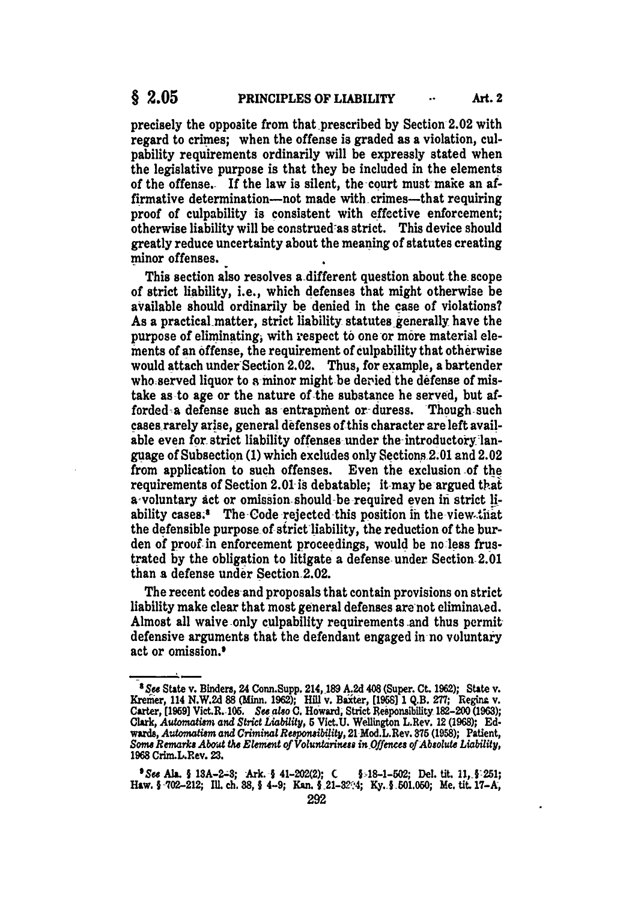precisely the opposite from that prescribed by Section 2.02 with regard to crimes; when the offense is graded as a violation, culpability requirements ordinarily will be expressly stated when the legislative purpose is that they be included in the elements of the offense. If the law is silent, the court must make an affirmative determination—not made with crimes—that requiring proof of culpability is consistent with effective enforcement; otherwise liability will be construed as strict. This device should greatly reduce uncertainty about the meaning of statutes creating minor offenses.

This section also resolves a different question about the scope of strict liability, i.e., which defenses that might otherwise be available should ordinarily be denied in the case of violations? As a practical matter, strict liability statutes generally have the purpose of eliminating, with respect to one or more material elements of an offense, the requirement of culpability that otherwise would attach under Section 2.02. Thus, for example, a bartender who served liquor to a minor might be denied the defense of mistake as to age or the nature of the substance he served, but afforded a defense such as entrapment or duress. Though such cases rarely arise, general defenses of this character are left available even for strict liability offenses under the introductory language of Subsection (1) which excludes only Sections 2.01 and 2.02 from application to such offenses. Even the exclusion of the requirements of Section 2.01 is debatable; it may be argued that a voluntary act or omission should be required even in strict liability cases.[8] The Code rejected this position in the view that the defensible purpose of strict liability, the reduction of the burden of proof in enforcement proceedings, would be no less frustrated by the obligation to litigate a defense under Section 2.01 than a defense under Section 2.02.

The recent codes and proposals that contain provisions on strict liability make clear that most general defenses are not eliminated. Almost all waive only culpability requirements and thus permit defensive arguments that the defendant engaged in no voluntary act or omission.[9]

---

[8] *See* State v. Binders, 24 Conn.Supp. 214, 189 A.2d 408 (Super. Ct. 1962); State v. Kremer, 114 N.W.2d 88 (Minn. 1962); Hill v. Baxter, [1958] 1 Q.B. 277; Regina v. Carter, [1959] Vict.R. 105. *See also* C. Howard, Strict Responsibility 182–200 (1963); Clark, *Automatism and Strict Liability*, 5 Vict.U. Wellington L.Rev. 12 (1968); Edwards, *Automatism and Criminal Responsibility*, 21 Mod.L.Rev. 375 (1958); Patient, *Some Remarks About the Element of Voluntariness in Offences of Absolute Liability*, 1968 Crim.L.Rev. 23.

[9] *See* Ala. § 13A-2-3; Ark. § 41-202(2); C § 18-1-502; Del. tit. 11, § 251; Haw. § 702-212; Ill. ch. 38, § 4-9; Kan. § 21-3204; Ky. § 501.050; Me. tit. 17-A,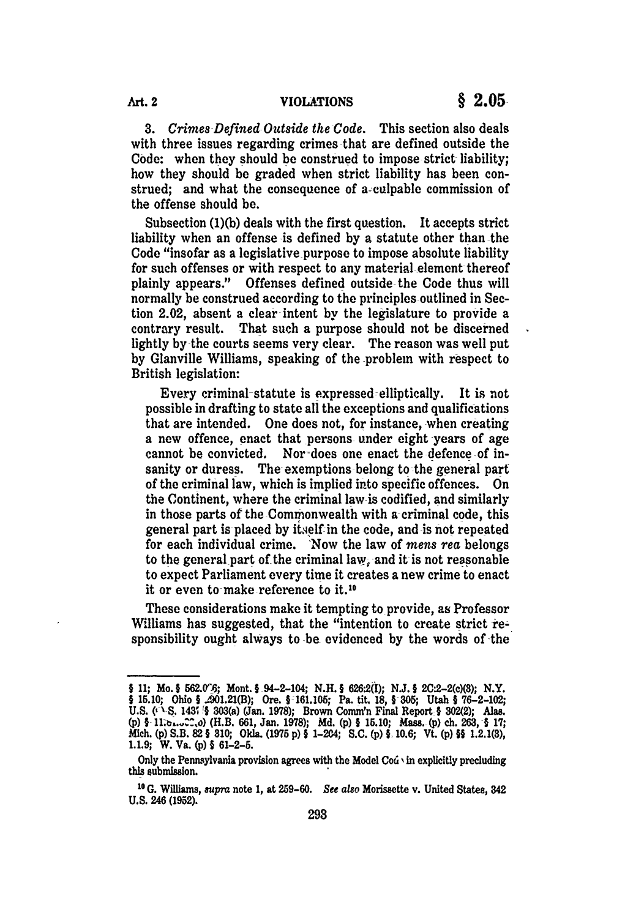3. *Crimes Defined Outside the Code.* This section also deals with three issues regarding crimes that are defined outside the Code: when they should be construed to impose strict liability; how they should be graded when strict liability has been construed; and what the consequence of a culpable commission of the offense should be.

Subsection (1)(b) deals with the first question. It accepts strict liability when an offense is defined by a statute other than the Code "insofar as a legislative purpose to impose absolute liability for such offenses or with respect to any material element thereof plainly appears." Offenses defined outside the Code thus will normally be construed according to the principles outlined in Section 2.02, absent a clear intent by the legislature to provide a contrary result. That such a purpose should not be discerned lightly by the courts seems very clear. The reason was well put by Glanville Williams, speaking of the problem with respect to British legislation:

> Every criminal statute is expressed elliptically. It is not possible in drafting to state all the exceptions and qualifications that are intended. One does not, for instance, when creating a new offence, enact that persons under eight years of age cannot be convicted. Nor does one enact the defence of insanity or duress. The exemptions belong to the general part of the criminal law, which is implied into specific offences. On the Continent, where the criminal law is codified, and similarly in those parts of the Commonwealth with a criminal code, this general part is placed by itself in the code, and is not repeated for each individual crime. Now the law of *mens rea* belongs to the general part of the criminal law, and it is not reasonable to expect Parliament every time it creates a new crime to enact it or even to make reference to it.[10]

These considerations make it tempting to provide, as Professor Williams has suggested, that the "intention to create strict responsibility ought always to be evidenced by the words of the

---

§ 11; Mo. § 562.0[2]6; Mont. § 94-2-104; N.H. § 626:2(I); N.J. § 2C:2-2(c)(3); N.Y. § 15.10; Ohio § 2901.21(B); Ore. § 161.105; Pa. tit. 18, § 305; Utah § 76-2-102; U.S. (S. 1437 § 303(a) (Jan. 1978); Brown Comm'n Final Report § 302(2); Alas. (p) § 11.[..] (H.B. 661, Jan. 1978); Md. (p) § 15.10; Mass. (p) ch. 263, § 17; Mich. (p) S.B. 82 § 310; Okla. (1975 p) § 1-204; S.C. (p) § 10.6; Vt. (p) §§ 1.2.1(3), 1.1.9; W. Va. (p) § 61-2-5.

Only the Pennsylvania provision agrees with the Model Code in explicitly precluding this submission.

[10] G. Williams, *supra* note 1, at 259-60. *See also* Morissette v. United States, 342 U.S. 246 (1952).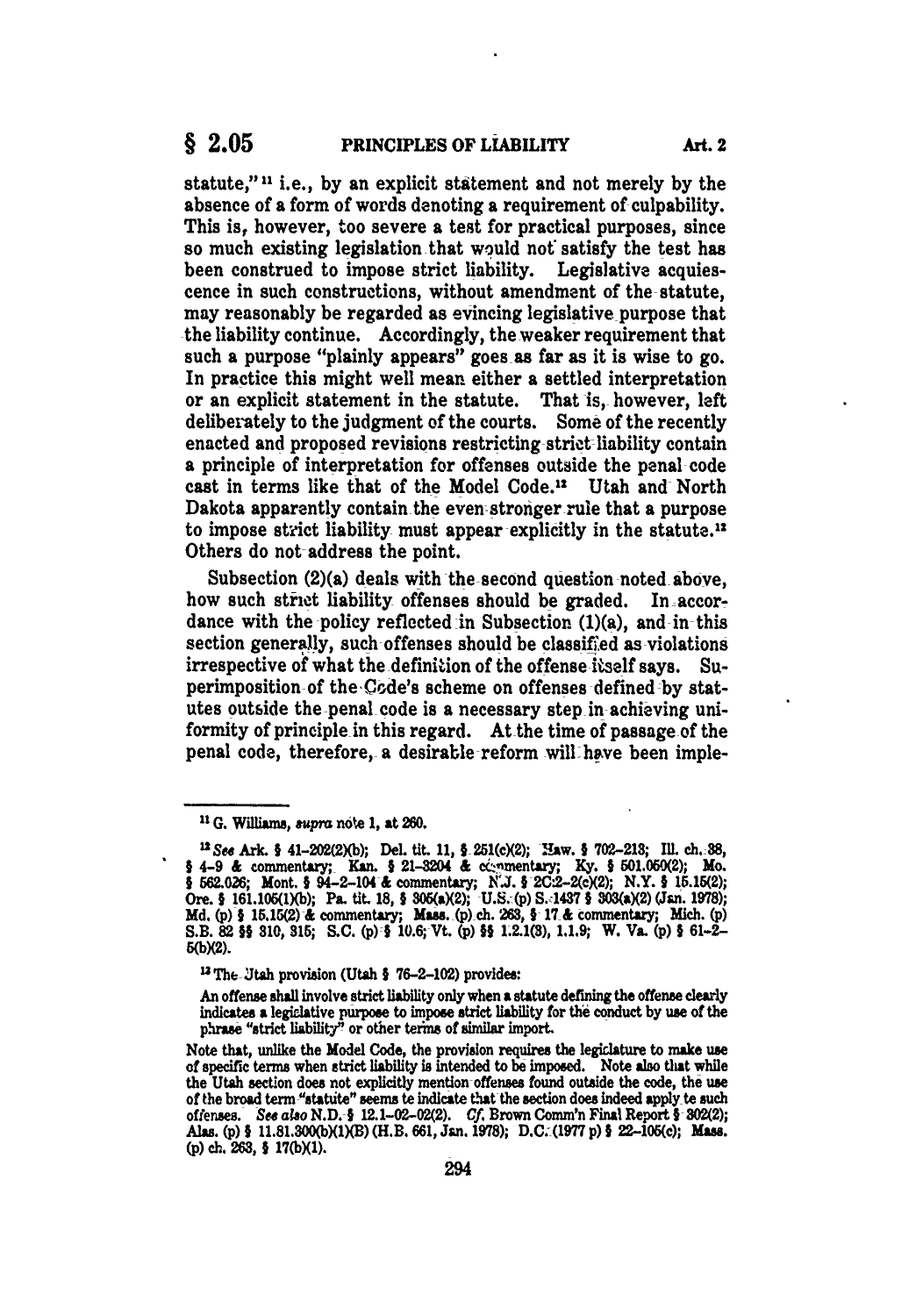statute,"[11] i.e., by an explicit statement and not merely by the absence of a form of words denoting a requirement of culpability. This is, however, too severe a test for practical purposes, since so much existing legislation that would not satisfy the test has been construed to impose strict liability. Legislative acquiescence in such constructions, without amendment of the statute, may reasonably be regarded as evincing legislative purpose that the liability continue. Accordingly, the weaker requirement that such a purpose "plainly appears" goes as far as it is wise to go. In practice this might well mean either a settled interpretation or an explicit statement in the statute. That is, however, left deliberately to the judgment of the courts. Some of the recently enacted and proposed revisions restricting strict liability contain a principle of interpretation for offenses outside the penal code cast in terms like that of the Model Code.[12] Utah and North Dakota apparently contain the even stronger rule that a purpose to impose strict liability must appear explicitly in the statute.[13] Others do not address the point.

Subsection (2)(a) deals with the second question noted above, how such strict liability offenses should be graded. In accordance with the policy reflected in Subsection (1)(a), and in this section generally, such offenses should be classified as violations irrespective of what the definition of the offense itself says. Superimposition of the Code's scheme on offenses defined by statutes outside the penal code is a necessary step in achieving uniformity of principle in this regard. At the time of passage of the penal code, therefore, a desirable reform will have been imple-

---

[11] G. Williams, *supra* note 1, at 260.

[12] *See* Ark. § 41-202(2)(b); Del. tit. 11, § 251(c)(2); Haw. § 702-213; Ill. ch. 38, § 4-9 & commentary; Kan. § 21-3204 & commentary; Ky. § 501.050(2); Mo. § 562.026; Mont. § 94-2-104 & commentary; N.J. § 2C:2-2(c)(2); N.Y. § 15.15(2); Ore. § 161.105(1)(b); Pa. tit. 18, § 305(a)(2); U.S. (p) S. 1437 § 303(a)(2) (Jan. 1978); Md. (p) § 15.15(2) & commentary; Mass. (p) ch. 263, § 17 & commentary; Mich. (p) S.B. 82 §§ 310, 315; S.C. (p) § 10.6; Vt. (p) §§ 1.2.1(3), 1.1.9; W. Va. (p) § 61-2-5(b)(2).

[13] The Utah provision (Utah § 76-2-102) provides:

An offense shall involve strict liability only when a statute defining the offense clearly indicates a legislative purpose to impose strict liability for the conduct by use of the phrase "strict liability" or other terms of similar import.

Note that, unlike the Model Code, the provision requires the legislature to make use of specific terms when strict liability is intended to be imposed. Note also that while the Utah section does not explicitly mention offenses found outside the code, the use of the broad term "statute" seems to indicate that the section does indeed apply to such offenses. *See also* N.D. § 12.1-02-02(2). *Cf.* Brown Comm'n Final Report § 302(2); Alas. (p) § 11.81.300(b)(1)(B) (H.B. 661, Jan. 1978); D.C. (1977 p) § 22-105(c); Mass. (p) ch. 263, § 17(b)(1).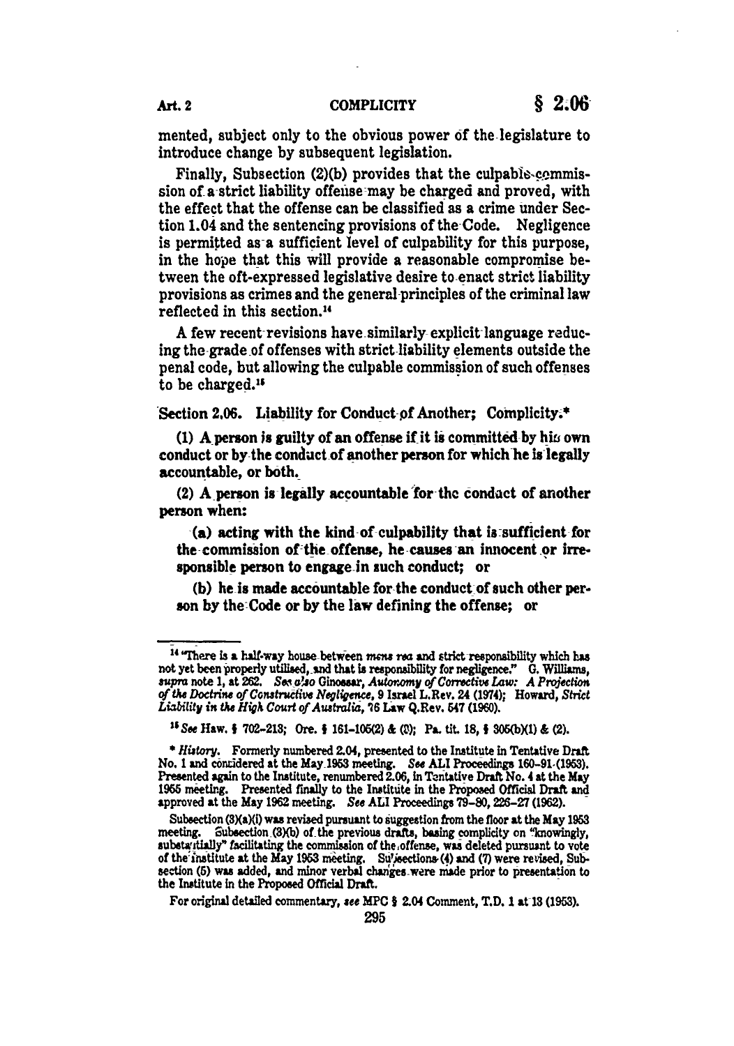mented, subject only to the obvious power of the legislature to introduce change by subsequent legislation.

Finally, Subsection (2)(b) provides that the culpable commission of a strict liability offense may be charged and proved, with the effect that the offense can be classified as a crime under Section 1.04 and the sentencing provisions of the Code. Negligence is permitted as a sufficient level of culpability for this purpose, in the hope that this will provide a reasonable compromise between the oft-expressed legislative desire to enact strict liability provisions as crimes and the general principles of the criminal law reflected in this section.[14]

A few recent revisions have similarly explicit language reducing the grade of offenses with strict liability elements outside the penal code, but allowing the culpable commission of such offenses to be charged.[15]

## Section 2.06. Liability for Conduct of Another; Complicity.*

**(1) A person is guilty of an offense if it is committed by his own conduct or by the conduct of another person for which he is legally accountable, or both.**

**(2) A person is legally accountable for the conduct of another person when:**

**(a) acting with the kind of culpability that is sufficient for the commission of the offense, he causes an innocent or irresponsible person to engage in such conduct; or**

**(b) he is made accountable for the conduct of such other person by the Code or by the law defining the offense; or**

---

[14] "There is a half-way house between *mens rea* and strict responsibility which has not yet been properly utilised, and that is responsibility for negligence." G. Williams, *supra* note 1, at 262. *See also* Ginossar, *Autonomy of Corrective Law: A Projection of the Doctrine of Constructive Negligence*, 9 Israel L.Rev. 24 (1974); Howard, *Strict Liability in the High Court of Australia*, 76 Law Q.Rev. 547 (1960).

[15] *See* Haw. § 702-213; Ore. § 161-105(2) & (3); Pa. tit. 18, § 305(b)(1) & (2).

\* *History.* Formerly numbered 2.04, presented to the Institute in Tentative Draft No. 1 and considered at the May 1953 meeting. *See* ALI Proceedings 160-91 (1953). Presented again to the Institute, renumbered 2.06, in Tentative Draft No. 4 at the May 1955 meeting. Presented finally to the Institute in the Proposed Official Draft and approved at the May 1962 meeting. *See* ALI Proceedings 79-80, 226-27 (1962).

Subsection (3)(a)(i) was revised pursuant to suggestion from the floor at the May 1953 meeting. Subsection (3)(b) of the previous drafts, basing complicity on "knowingly, substantially" facilitating the commission of the offense, was deleted pursuant to vote of the Institute at the May 1953 meeting. Subsections (4) and (7) were revised, Subsection (5) was added, and minor verbal changes were made prior to presentation to the Institute in the Proposed Official Draft.

For original detailed commentary, *see* MPC § 2.04 Comment, T.D. 1 at 13 (1953).